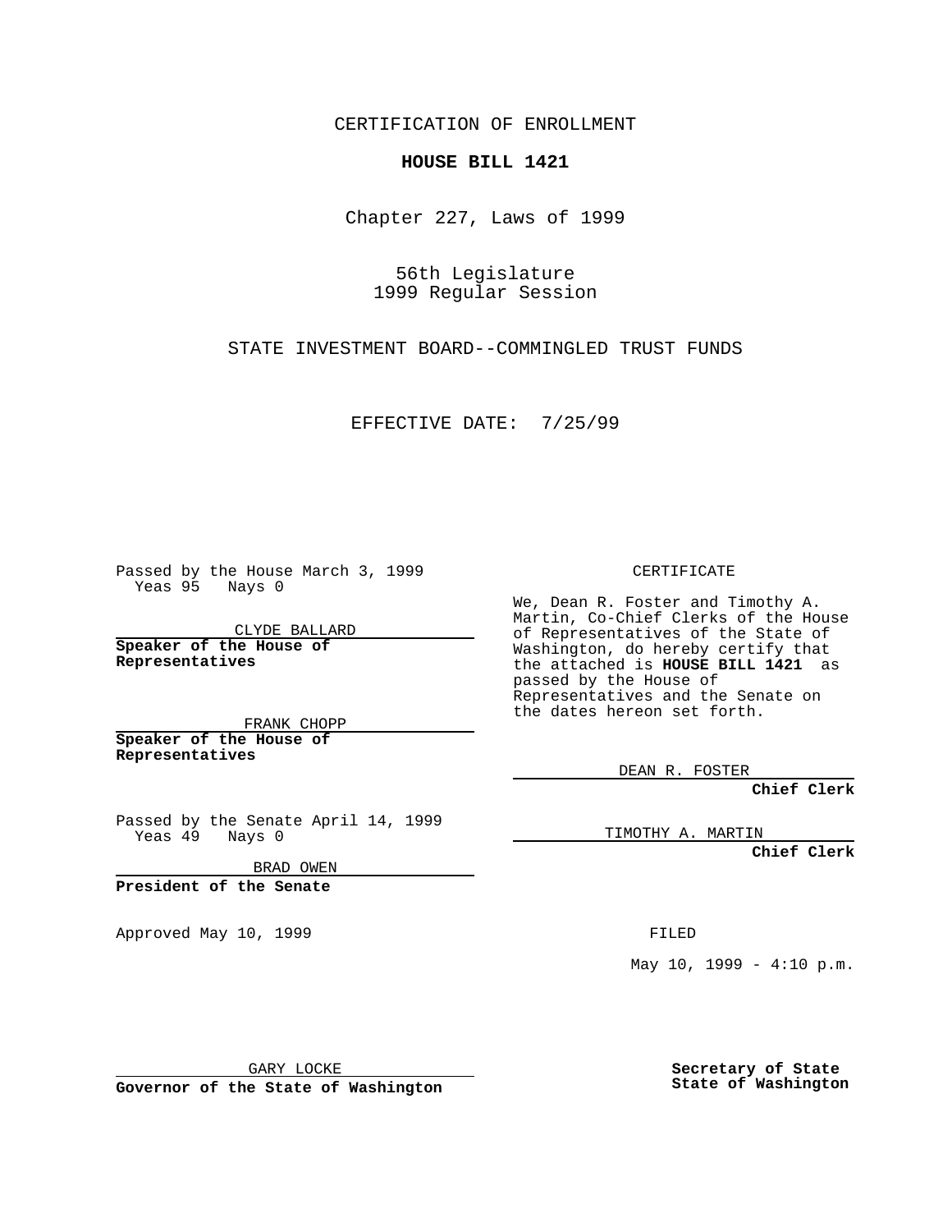CERTIFICATION OF ENROLLMENT

**HOUSE BILL 1421**

Chapter 227, Laws of 1999

56th Legislature
1999 Regular Session

STATE INVESTMENT BOARD--COMMINGLED TRUST FUNDS

EFFECTIVE DATE: 7/25/99

Passed by the House March 3, 1999
Yeas 95 Nays 0

CLYDE BALLARD

**Speaker of the House of Representatives**

FRANK CHOPP

**Speaker of the House of Representatives**

Passed by the Senate April 14, 1999
Yeas 49 Nays 0

BRAD OWEN

**President of the Senate**

Approved May 10, 1999

GARY LOCKE

**Governor of the State of Washington**

CERTIFICATE

We, Dean R. Foster and Timothy A. Martin, Co-Chief Clerks of the House of Representatives of the State of Washington, do hereby certify that the attached is **HOUSE BILL 1421** as passed by the House of Representatives and the Senate on the dates hereon set forth.

DEAN R. FOSTER

**Chief Clerk**

TIMOTHY A. MARTIN

**Chief Clerk**

FILED

May 10, 1999 - 4:10 p.m.

**Secretary of State State of Washington**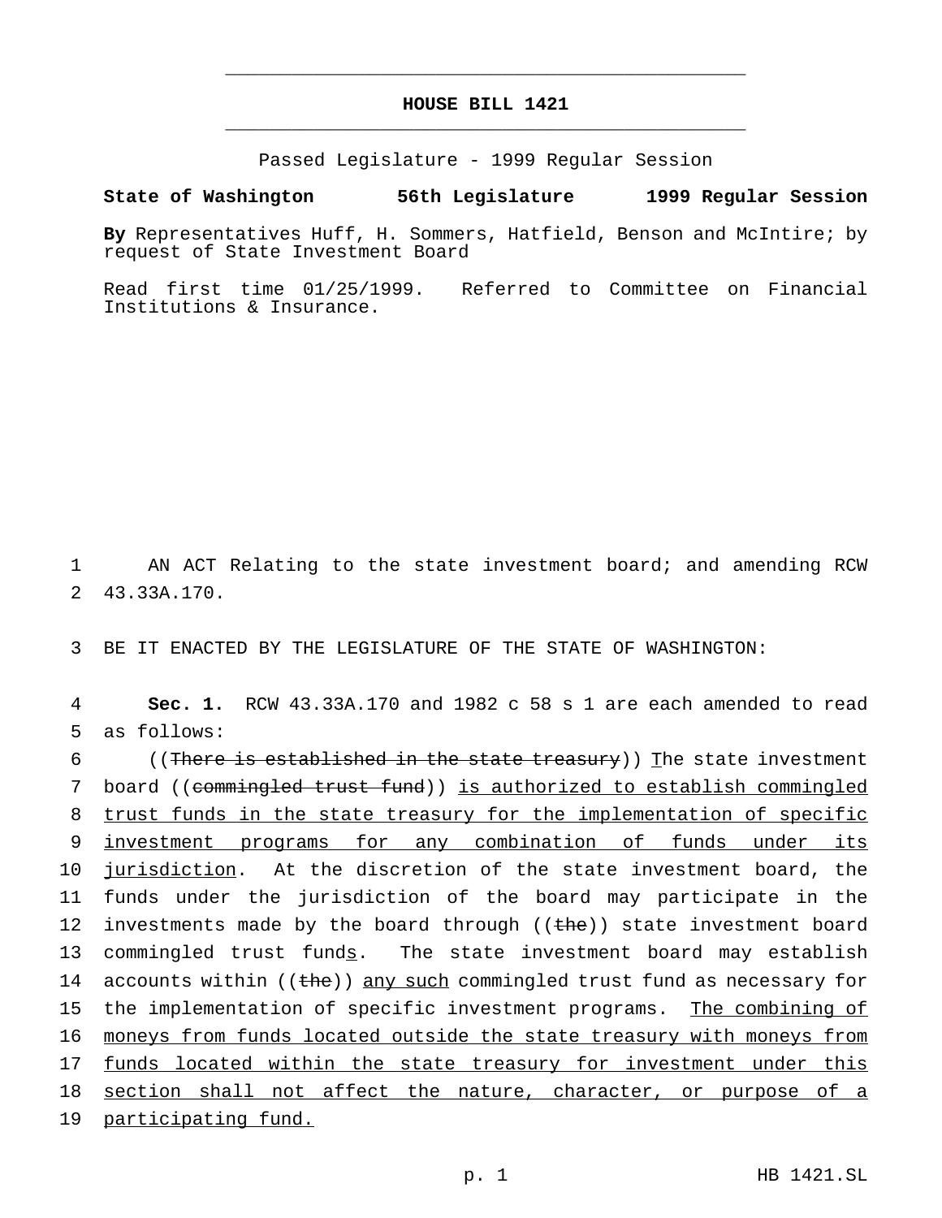# HOUSE BILL 1421

Passed Legislature - 1999 Regular Session

**State of Washington 56th Legislature 1999 Regular Session**

**By** Representatives Huff, H. Sommers, Hatfield, Benson and McIntire; by request of State Investment Board

Read first time 01/25/1999. Referred to Committee on Financial Institutions & Insurance.

AN ACT Relating to the state investment board; and amending RCW 43.33A.170.

BE IT ENACTED BY THE LEGISLATURE OF THE STATE OF WASHINGTON:

**Sec. 1.** RCW 43.33A.170 and 1982 c 58 s 1 are each amended to read as follows:

((~~There is established in the state treasury~~)) <u>T</u>he state investment board ((~~commingled trust fund~~)) <u>is authorized to establish commingled trust funds in the state treasury for the implementation of specific investment programs for any combination of funds under its jurisdiction</u>. At the discretion of the state investment board, the funds under the jurisdiction of the board may participate in the investments made by the board through ((~~the~~)) state investment board commingled trust fund<u>s</u>. The state investment board may establish accounts within ((~~the~~)) <u>any such</u> commingled trust fund as necessary for the implementation of specific investment programs. <u>The combining of moneys from funds located outside the state treasury with moneys from funds located within the state treasury for investment under this section shall not affect the nature, character, or purpose of a participating fund.</u>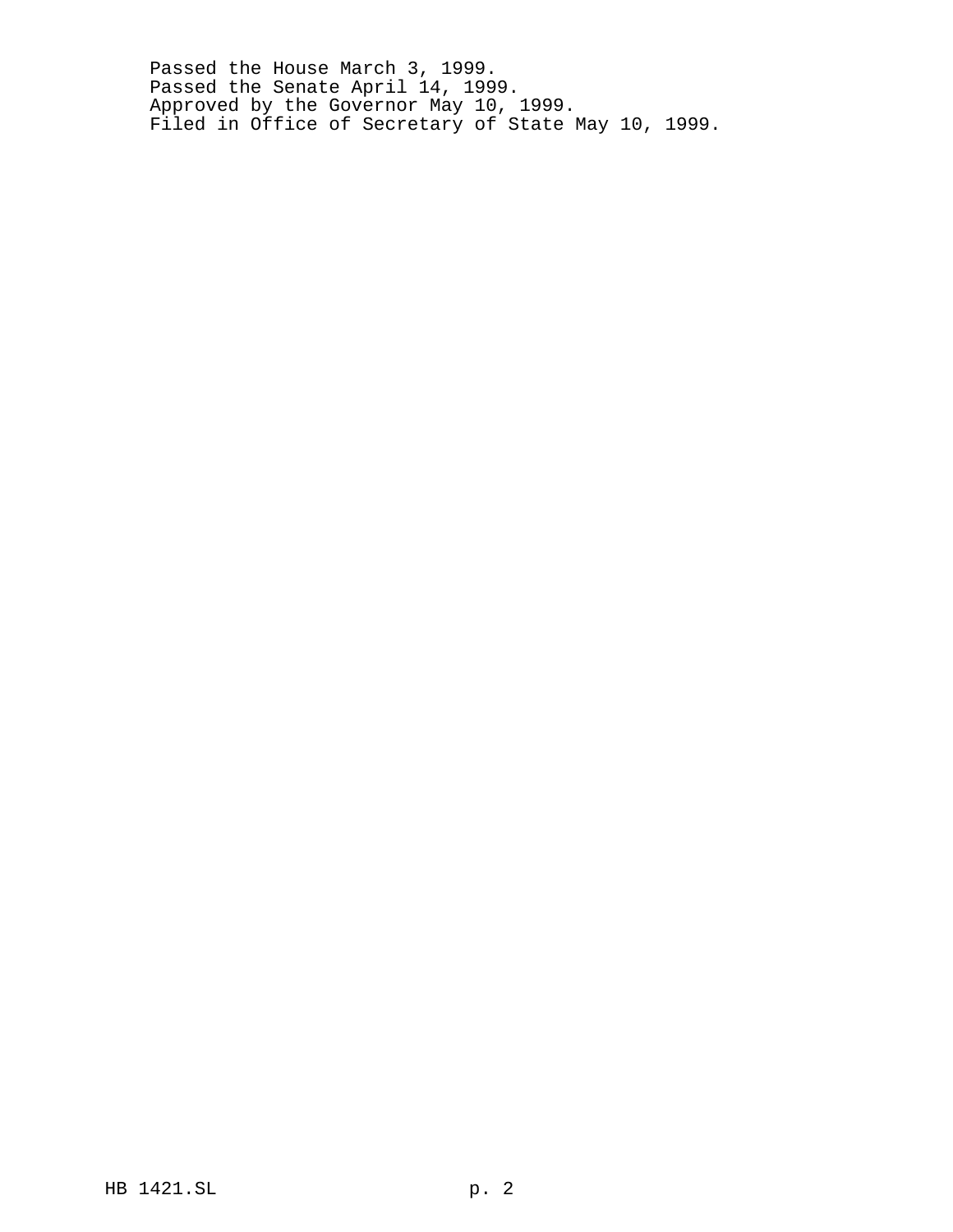Passed the House March 3, 1999.
Passed the Senate April 14, 1999.
Approved by the Governor May 10, 1999.
Filed in Office of Secretary of State May 10, 1999.